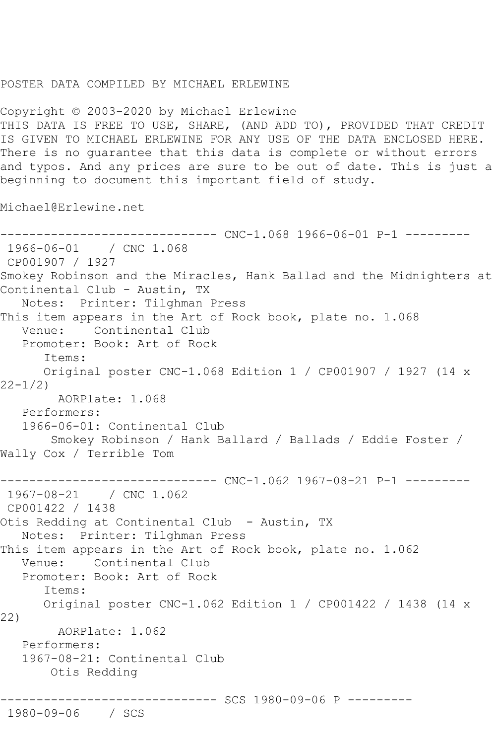POSTER DATA COMPILED BY MICHAEL ERLEWINE

Copyright © 2003-2020 by Michael Erlewine
THIS DATA IS FREE TO USE, SHARE, (AND ADD TO), PROVIDED THAT CREDIT IS GIVEN TO MICHAEL ERLEWINE FOR ANY USE OF THE DATA ENCLOSED HERE. There is no guarantee that this data is complete or without errors and typos. And any prices are sure to be out of date. This is just a beginning to document this important field of study.

Michael@Erlewine.net

------------------------------ CNC-1.068 1966-06-01 P-1 ---------

1966-06-01 / CNC 1.068
CP001907 / 1927
Smokey Robinson and the Miracles, Hank Ballad and the Midnighters at Continental Club - Austin, TX
Notes: Printer: Tilghman Press
This item appears in the Art of Rock book, plate no. 1.068
Venue: Continental Club
Promoter: Book: Art of Rock
Items:
Original poster CNC-1.068 Edition 1 / CP001907 / 1927 (14 x 22-1/2)
AORPlate: 1.068
Performers:
1966-06-01: Continental Club
Smokey Robinson / Hank Ballard / Ballads / Eddie Foster / Wally Cox / Terrible Tom

------------------------------ CNC-1.062 1967-08-21 P-1 ---------

1967-08-21 / CNC 1.062
CP001422 / 1438
Otis Redding at Continental Club - Austin, TX
Notes: Printer: Tilghman Press
This item appears in the Art of Rock book, plate no. 1.062
Venue: Continental Club
Promoter: Book: Art of Rock
Items:
Original poster CNC-1.062 Edition 1 / CP001422 / 1438 (14 x 22)
AORPlate: 1.062
Performers:
1967-08-21: Continental Club
Otis Redding

------------------------------ SCS 1980-09-06 P ---------

1980-09-06 / SCS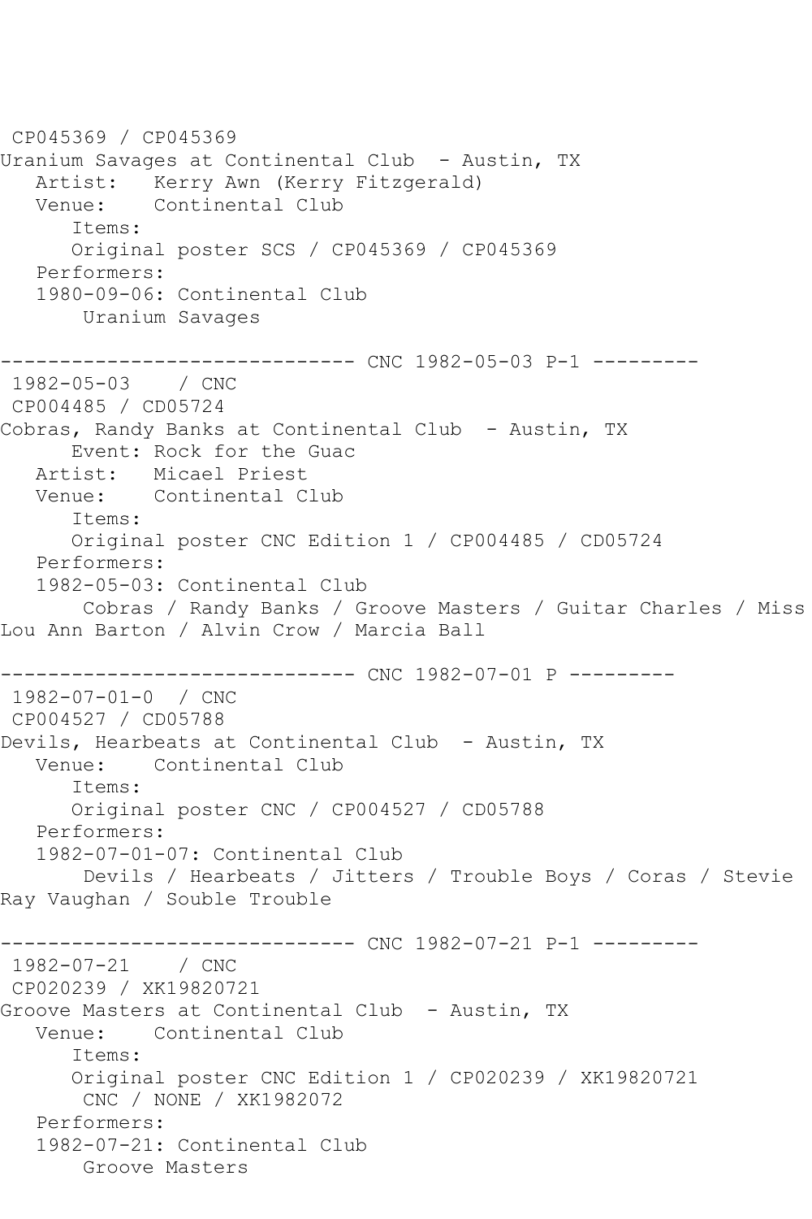CP045369 / CP045369
Uranium Savages at Continental Club  - Austin, TX
   Artist:   Kerry Awn (Kerry Fitzgerald)
   Venue:    Continental Club
      Items:
      Original poster SCS / CP045369 / CP045369
   Performers:
   1980-09-06: Continental Club
       Uranium Savages

------------------------------ CNC 1982-05-03 P-1 ---------
 1982-05-03    / CNC
 CP004485 / CD05724
Cobras, Randy Banks at Continental Club  - Austin, TX
      Event: Rock for the Guac
   Artist:   Micael Priest
   Venue:    Continental Club
      Items:
      Original poster CNC Edition 1 / CP004485 / CD05724
   Performers:
   1982-05-03: Continental Club
       Cobras / Randy Banks / Groove Masters / Guitar Charles / Miss Lou Ann Barton / Alvin Crow / Marcia Ball

------------------------------ CNC 1982-07-01 P ---------
 1982-07-01-0  / CNC
 CP004527 / CD05788
Devils, Hearbeats at Continental Club  - Austin, TX
   Venue:    Continental Club
      Items:
      Original poster CNC / CP004527 / CD05788
   Performers:
   1982-07-01-07: Continental Club
       Devils / Hearbeats / Jitters / Trouble Boys / Coras / Stevie Ray Vaughan / Souble Trouble

------------------------------ CNC 1982-07-21 P-1 ---------
 1982-07-21    / CNC
 CP020239 / XK19820721
Groove Masters at Continental Club  - Austin, TX
   Venue:    Continental Club
      Items:
      Original poster CNC Edition 1 / CP020239 / XK19820721
       CNC / NONE / XK1982072
   Performers:
   1982-07-21: Continental Club
       Groove Masters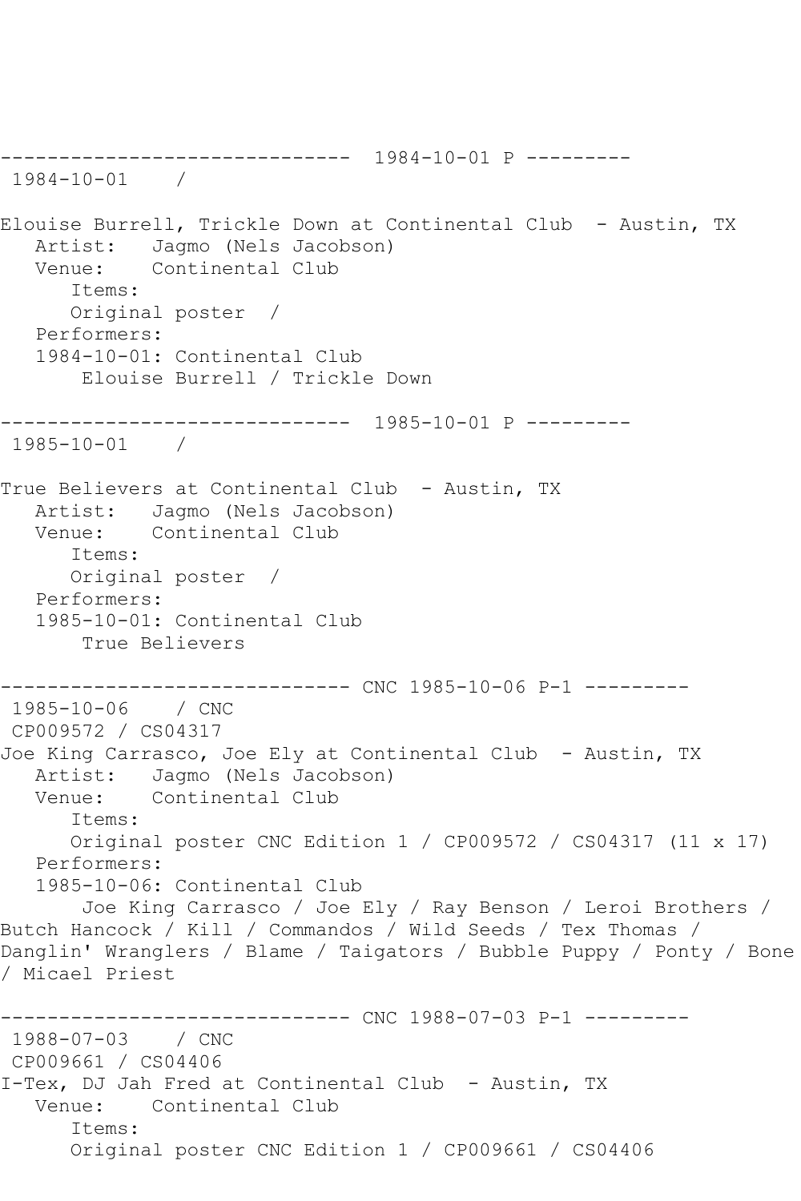------------------------------ 1984-10-01 P ---------
1984-10-01 /

Elouise Burrell, Trickle Down at Continental Club - Austin, TX
Artist: Jagmo (Nels Jacobson)
Venue: Continental Club
Items:
Original poster /
Performers:
1984-10-01: Continental Club
Elouise Burrell / Trickle Down

------------------------------ 1985-10-01 P ---------
1985-10-01 /

True Believers at Continental Club - Austin, TX
Artist: Jagmo (Nels Jacobson)
Venue: Continental Club
Items:
Original poster /
Performers:
1985-10-01: Continental Club
True Believers

------------------------------ CNC 1985-10-06 P-1 ---------
1985-10-06 / CNC
CP009572 / CS04317
Joe King Carrasco, Joe Ely at Continental Club - Austin, TX
Artist: Jagmo (Nels Jacobson)
Venue: Continental Club
Items:
Original poster CNC Edition 1 / CP009572 / CS04317 (11 x 17)
Performers:
1985-10-06: Continental Club
Joe King Carrasco / Joe Ely / Ray Benson / Leroi Brothers / Butch Hancock / Kill / Commandos / Wild Seeds / Tex Thomas / Danglin' Wranglers / Blame / Taigators / Bubble Puppy / Ponty / Bone / Micael Priest

------------------------------ CNC 1988-07-03 P-1 ---------
1988-07-03 / CNC
CP009661 / CS04406
I-Tex, DJ Jah Fred at Continental Club - Austin, TX
Venue: Continental Club
Items:
Original poster CNC Edition 1 / CP009661 / CS04406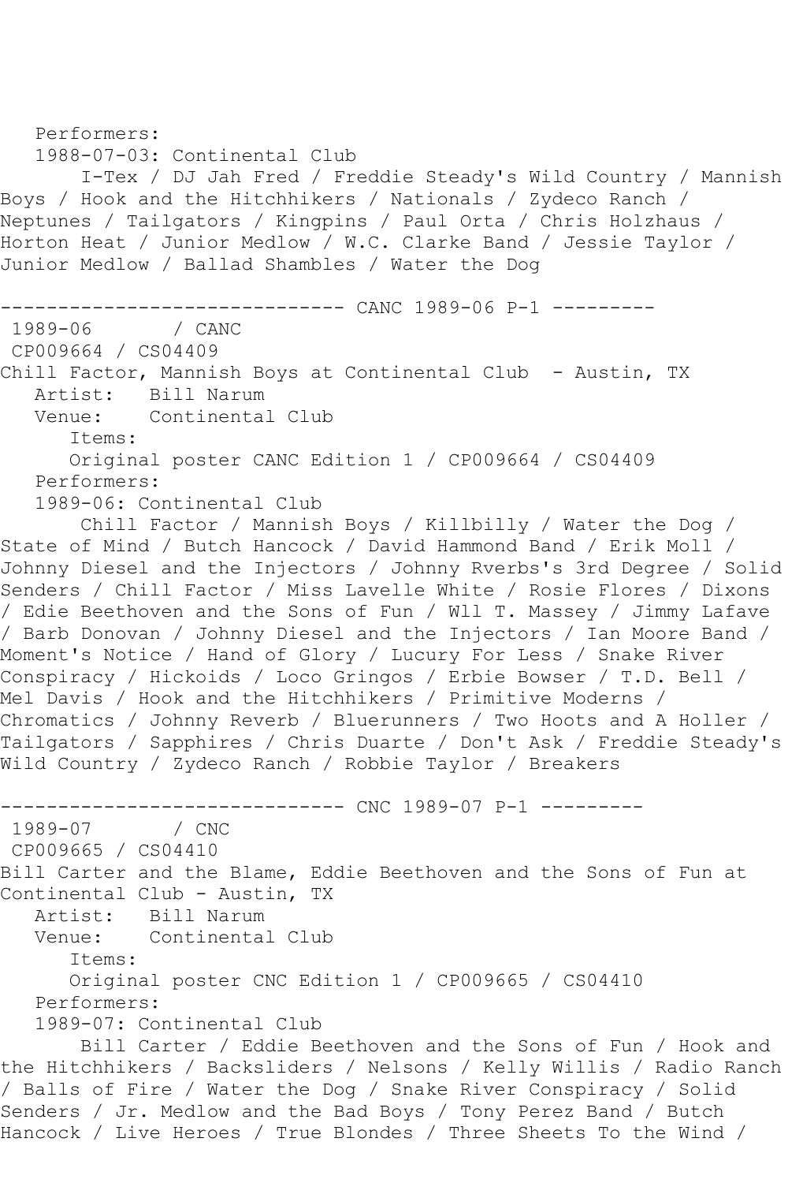Performers:
1988-07-03: Continental Club
I-Tex / DJ Jah Fred / Freddie Steady's Wild Country / Mannish Boys / Hook and the Hitchhikers / Nationals / Zydeco Ranch / Neptunes / Tailgators / Kingpins / Paul Orta / Chris Holzhaus / Horton Heat / Junior Medlow / W.C. Clarke Band / Jessie Taylor / Junior Medlow / Ballad Shambles / Water the Dog

------------------------------ CANC 1989-06 P-1 ---------

1989-06 / CANC
CP009664 / CS04409
Chill Factor, Mannish Boys at Continental Club - Austin, TX
Artist: Bill Narum
Venue: Continental Club
Items:
Original poster CANC Edition 1 / CP009664 / CS04409
Performers:
1989-06: Continental Club
Chill Factor / Mannish Boys / Killbilly / Water the Dog / State of Mind / Butch Hancock / David Hammond Band / Erik Moll / Johnny Diesel and the Injectors / Johnny Rverbs's 3rd Degree / Solid Senders / Chill Factor / Miss Lavelle White / Rosie Flores / Dixons / Edie Beethoven and the Sons of Fun / Wll T. Massey / Jimmy Lafave / Barb Donovan / Johnny Diesel and the Injectors / Ian Moore Band / Moment's Notice / Hand of Glory / Lucury For Less / Snake River Conspiracy / Hickoids / Loco Gringos / Erbie Bowser / T.D. Bell / Mel Davis / Hook and the Hitchhikers / Primitive Moderns / Chromatics / Johnny Reverb / Bluerunners / Two Hoots and A Holler / Tailgators / Sapphires / Chris Duarte / Don't Ask / Freddie Steady's Wild Country / Zydeco Ranch / Robbie Taylor / Breakers

------------------------------ CNC 1989-07 P-1 ---------

1989-07 / CNC
CP009665 / CS04410
Bill Carter and the Blame, Eddie Beethoven and the Sons of Fun at Continental Club - Austin, TX
Artist: Bill Narum
Venue: Continental Club
Items:
Original poster CNC Edition 1 / CP009665 / CS04410
Performers:
1989-07: Continental Club
Bill Carter / Eddie Beethoven and the Sons of Fun / Hook and the Hitchhikers / Backsliders / Nelsons / Kelly Willis / Radio Ranch / Balls of Fire / Water the Dog / Snake River Conspiracy / Solid Senders / Jr. Medlow and the Bad Boys / Tony Perez Band / Butch Hancock / Live Heroes / True Blondes / Three Sheets To the Wind /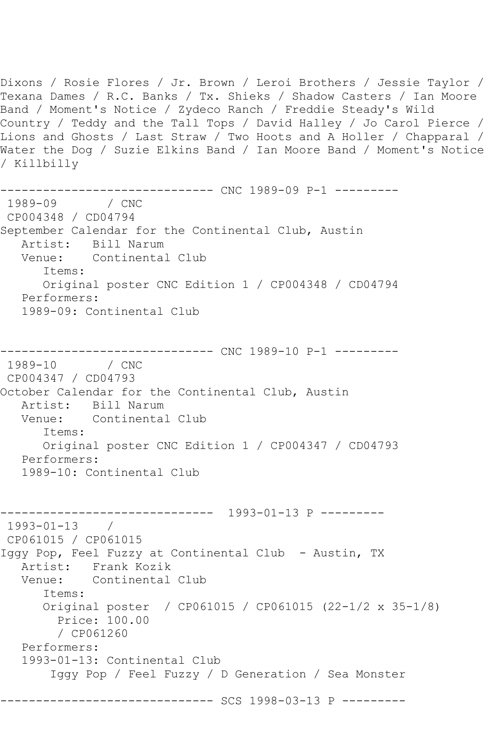Dixons / Rosie Flores / Jr. Brown / Leroi Brothers / Jessie Taylor / Texana Dames / R.C. Banks / Tx. Shieks / Shadow Casters / Ian Moore Band / Moment's Notice / Zydeco Ranch / Freddie Steady's Wild Country / Teddy and the Tall Tops / David Halley / Jo Carol Pierce / Lions and Ghosts / Last Straw / Two Hoots and A Holler / Chapparal / Water the Dog / Suzie Elkins Band / Ian Moore Band / Moment's Notice / Killbilly

```
------------------------------ CNC 1989-09 P-1 ---------
 1989-09       / CNC
 CP004348 / CD04794
September Calendar for the Continental Club, Austin
   Artist:   Bill Narum
   Venue:    Continental Club
      Items:
      Original poster CNC Edition 1 / CP004348 / CD04794
   Performers:
   1989-09: Continental Club


------------------------------ CNC 1989-10 P-1 ---------
 1989-10       / CNC
 CP004347 / CD04793
October Calendar for the Continental Club, Austin
   Artist:   Bill Narum
   Venue:    Continental Club
      Items:
      Original poster CNC Edition 1 / CP004347 / CD04793
   Performers:
   1989-10: Continental Club


------------------------------  1993-01-13 P ---------
 1993-01-13    /
 CP061015 / CP061015
Iggy Pop, Feel Fuzzy at Continental Club  - Austin, TX
   Artist:   Frank Kozik
   Venue:    Continental Club
      Items:
      Original poster  / CP061015 / CP061015 (22-1/2 x 35-1/8)
        Price: 100.00
        / CP061260
   Performers:
   1993-01-13: Continental Club
       Iggy Pop / Feel Fuzzy / D Generation / Sea Monster

------------------------------ SCS 1998-03-13 P ---------
```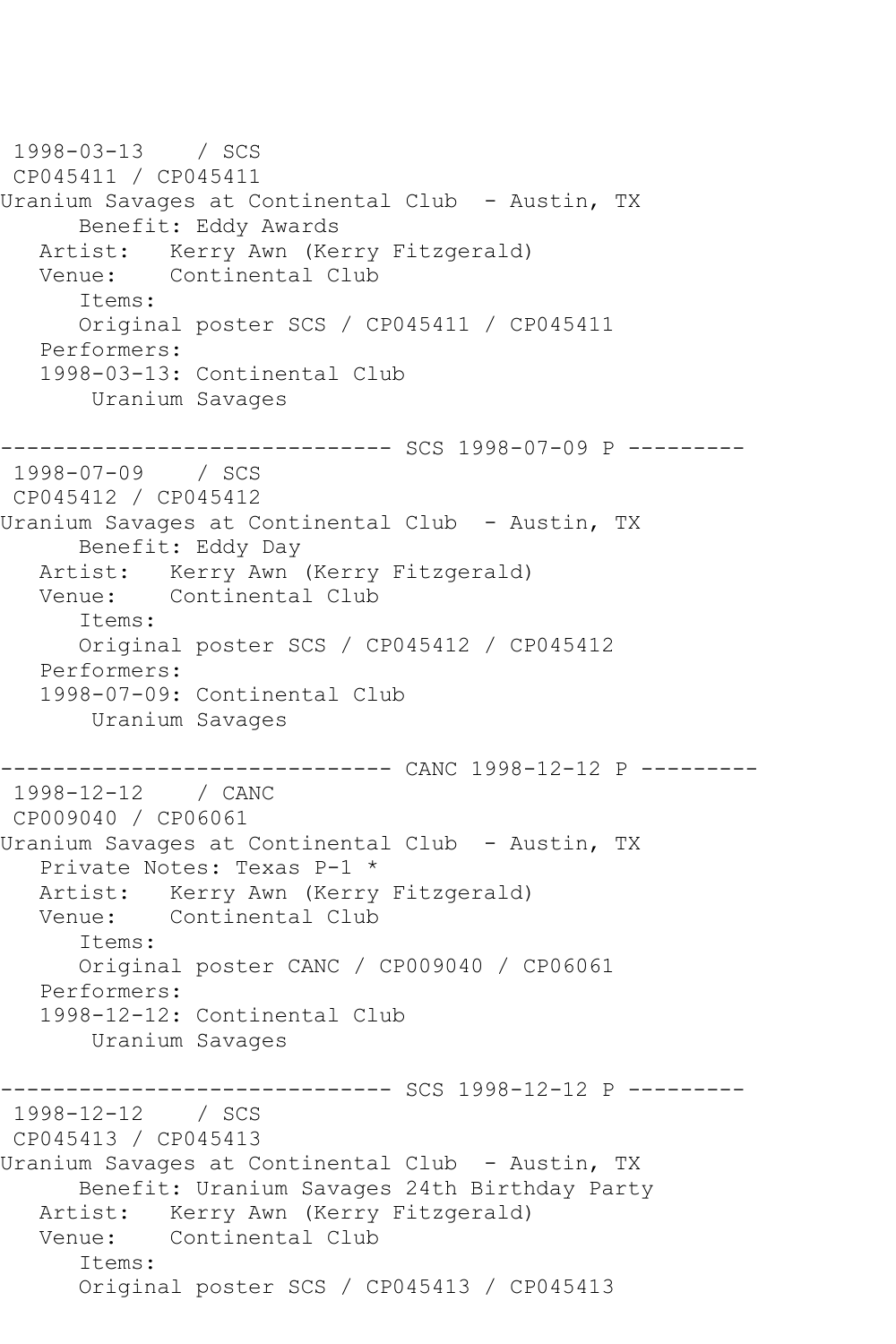1998-03-13 / SCS
CP045411 / CP045411
Uranium Savages at Continental Club - Austin, TX
Benefit: Eddy Awards
Artist: Kerry Awn (Kerry Fitzgerald)
Venue: Continental Club
Items:
Original poster SCS / CP045411 / CP045411
Performers:
1998-03-13: Continental Club
Uranium Savages

------------------------------ SCS 1998-07-09 P ---------
1998-07-09 / SCS
CP045412 / CP045412
Uranium Savages at Continental Club - Austin, TX
Benefit: Eddy Day
Artist: Kerry Awn (Kerry Fitzgerald)
Venue: Continental Club
Items:
Original poster SCS / CP045412 / CP045412
Performers:
1998-07-09: Continental Club
Uranium Savages

------------------------------ CANC 1998-12-12 P ---------
1998-12-12 / CANC
CP009040 / CP06061
Uranium Savages at Continental Club - Austin, TX
Private Notes: Texas P-1 *
Artist: Kerry Awn (Kerry Fitzgerald)
Venue: Continental Club
Items:
Original poster CANC / CP009040 / CP06061
Performers:
1998-12-12: Continental Club
Uranium Savages

------------------------------ SCS 1998-12-12 P ---------
1998-12-12 / SCS
CP045413 / CP045413
Uranium Savages at Continental Club - Austin, TX
Benefit: Uranium Savages 24th Birthday Party
Artist: Kerry Awn (Kerry Fitzgerald)
Venue: Continental Club
Items:
Original poster SCS / CP045413 / CP045413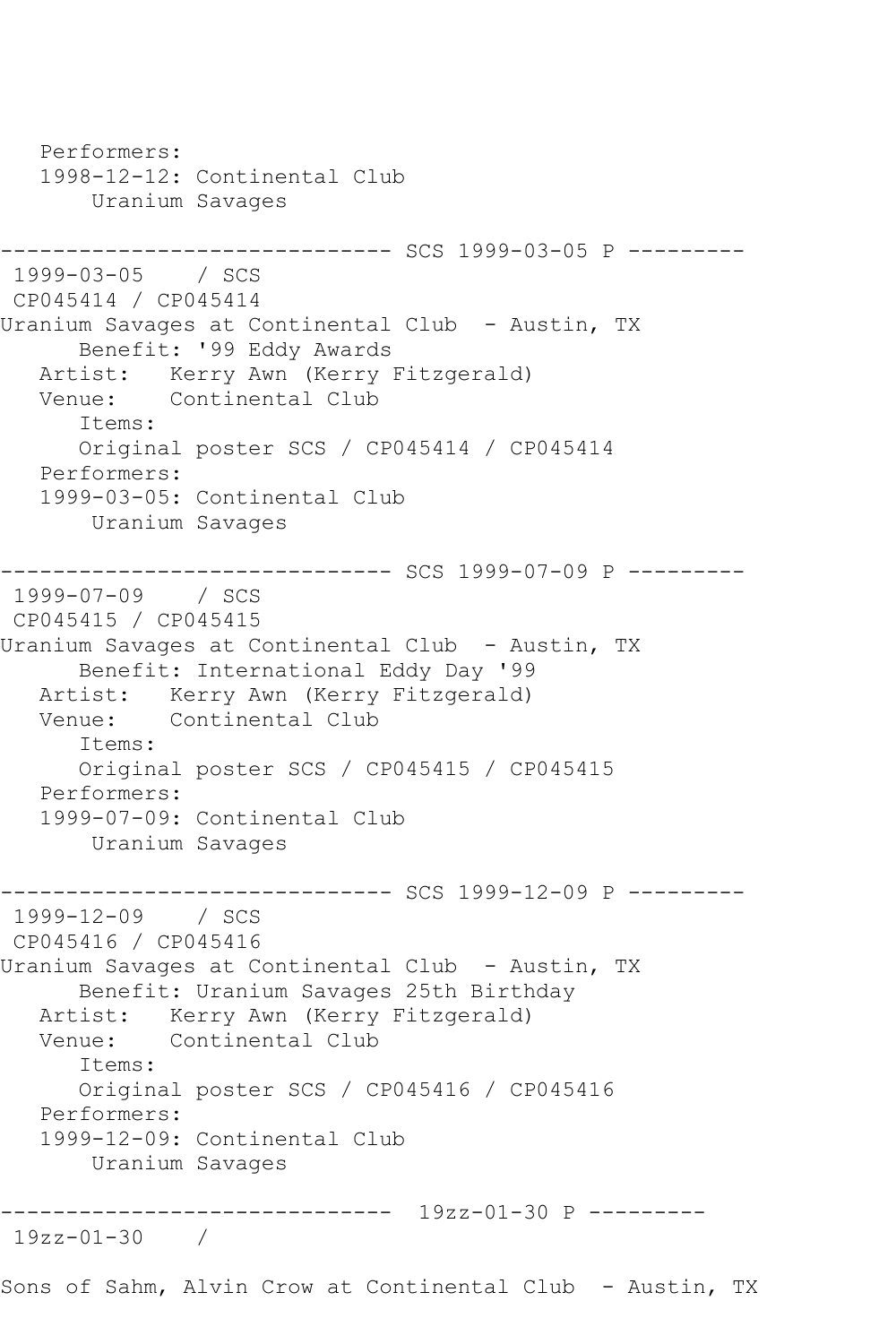```
   Performers:
   1998-12-12: Continental Club
       Uranium Savages

------------------------------ SCS 1999-03-05 P ---------
 1999-03-05    / SCS
 CP045414 / CP045414
Uranium Savages at Continental Club  - Austin, TX
      Benefit: '99 Eddy Awards
   Artist:   Kerry Awn (Kerry Fitzgerald)
   Venue:    Continental Club
      Items:
      Original poster SCS / CP045414 / CP045414
   Performers:
   1999-03-05: Continental Club
       Uranium Savages

------------------------------ SCS 1999-07-09 P ---------
 1999-07-09    / SCS
 CP045415 / CP045415
Uranium Savages at Continental Club  - Austin, TX
      Benefit: International Eddy Day '99
   Artist:   Kerry Awn (Kerry Fitzgerald)
   Venue:    Continental Club
      Items:
      Original poster SCS / CP045415 / CP045415
   Performers:
   1999-07-09: Continental Club
       Uranium Savages

------------------------------ SCS 1999-12-09 P ---------
 1999-12-09    / SCS
 CP045416 / CP045416
Uranium Savages at Continental Club  - Austin, TX
      Benefit: Uranium Savages 25th Birthday
   Artist:   Kerry Awn (Kerry Fitzgerald)
   Venue:    Continental Club
      Items:
      Original poster SCS / CP045416 / CP045416
   Performers:
   1999-12-09: Continental Club
       Uranium Savages

------------------------------  19zz-01-30 P ---------
 19zz-01-30    /

Sons of Sahm, Alvin Crow at Continental Club  - Austin, TX
```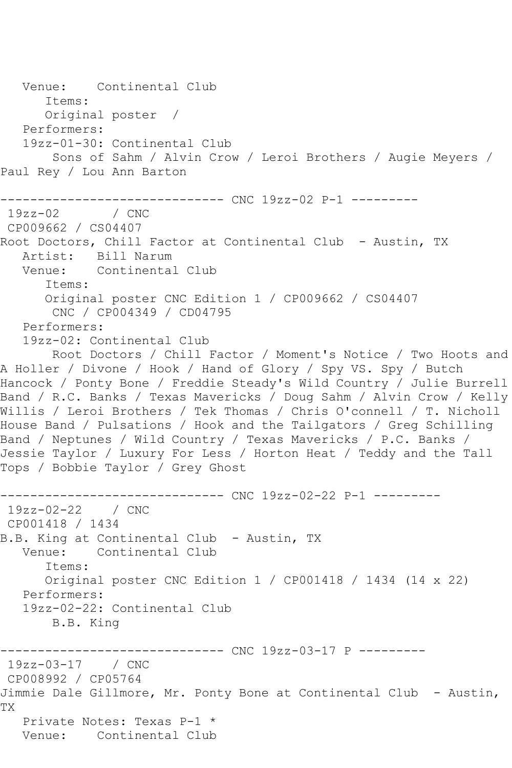```
   Venue:    Continental Club
      Items:
      Original poster  /
   Performers:
   19zz-01-30: Continental Club
       Sons of Sahm / Alvin Crow / Leroi Brothers / Augie Meyers /
Paul Rey / Lou Ann Barton

------------------------------ CNC 19zz-02 P-1 ---------
 19zz-02       / CNC
 CP009662 / CS04407
Root Doctors, Chill Factor at Continental Club  - Austin, TX
   Artist:   Bill Narum
   Venue:    Continental Club
      Items:
      Original poster CNC Edition 1 / CP009662 / CS04407
       CNC / CP004349 / CD04795
   Performers:
   19zz-02: Continental Club
       Root Doctors / Chill Factor / Moment's Notice / Two Hoots and
A Holler / Divone / Hook / Hand of Glory / Spy VS. Spy / Butch
Hancock / Ponty Bone / Freddie Steady's Wild Country / Julie Burrell
Band / R.C. Banks / Texas Mavericks / Doug Sahm / Alvin Crow / Kelly
Willis / Leroi Brothers / Tek Thomas / Chris O'connell / T. Nicholl
House Band / Pulsations / Hook and the Tailgators / Greg Schilling
Band / Neptunes / Wild Country / Texas Mavericks / P.C. Banks /
Jessie Taylor / Luxury For Less / Horton Heat / Teddy and the Tall
Tops / Bobbie Taylor / Grey Ghost

------------------------------ CNC 19zz-02-22 P-1 ---------
 19zz-02-22    / CNC
 CP001418 / 1434
B.B. King at Continental Club  - Austin, TX
   Venue:    Continental Club
      Items:
      Original poster CNC Edition 1 / CP001418 / 1434 (14 x 22)
   Performers:
   19zz-02-22: Continental Club
       B.B. King

------------------------------ CNC 19zz-03-17 P ---------
 19zz-03-17    / CNC
 CP008992 / CP05764
Jimmie Dale Gillmore, Mr. Ponty Bone at Continental Club  - Austin,
TX
   Private Notes: Texas P-1 *
   Venue:    Continental Club
```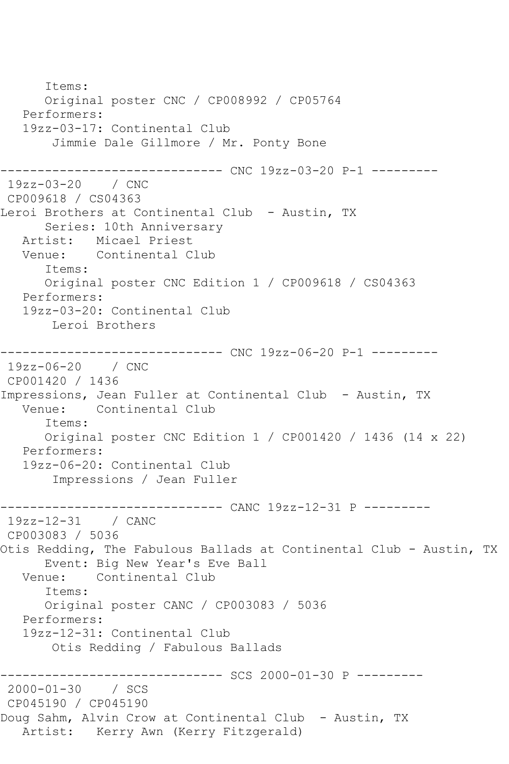```
      Items:
      Original poster CNC / CP008992 / CP05764
   Performers:
   19zz-03-17: Continental Club
        Jimmie Dale Gillmore / Mr. Ponty Bone

------------------------------ CNC 19zz-03-20 P-1 ---------
 19zz-03-20    / CNC
 CP009618 / CS04363
Leroi Brothers at Continental Club  - Austin, TX
      Series: 10th Anniversary
   Artist:   Micael Priest
   Venue:    Continental Club
      Items:
      Original poster CNC Edition 1 / CP009618 / CS04363
   Performers:
   19zz-03-20: Continental Club
        Leroi Brothers

------------------------------ CNC 19zz-06-20 P-1 ---------
 19zz-06-20    / CNC
 CP001420 / 1436
Impressions, Jean Fuller at Continental Club  - Austin, TX
   Venue:    Continental Club
      Items:
      Original poster CNC Edition 1 / CP001420 / 1436 (14 x 22)
   Performers:
   19zz-06-20: Continental Club
        Impressions / Jean Fuller

------------------------------ CANC 19zz-12-31 P ---------
 19zz-12-31    / CANC
 CP003083 / 5036
Otis Redding, The Fabulous Ballads at Continental Club - Austin, TX
      Event: Big New Year's Eve Ball
   Venue:    Continental Club
      Items:
      Original poster CANC / CP003083 / 5036
   Performers:
   19zz-12-31: Continental Club
        Otis Redding / Fabulous Ballads

------------------------------ SCS 2000-01-30 P ---------
 2000-01-30    / SCS
 CP045190 / CP045190
Doug Sahm, Alvin Crow at Continental Club  - Austin, TX
   Artist:   Kerry Awn (Kerry Fitzgerald)
```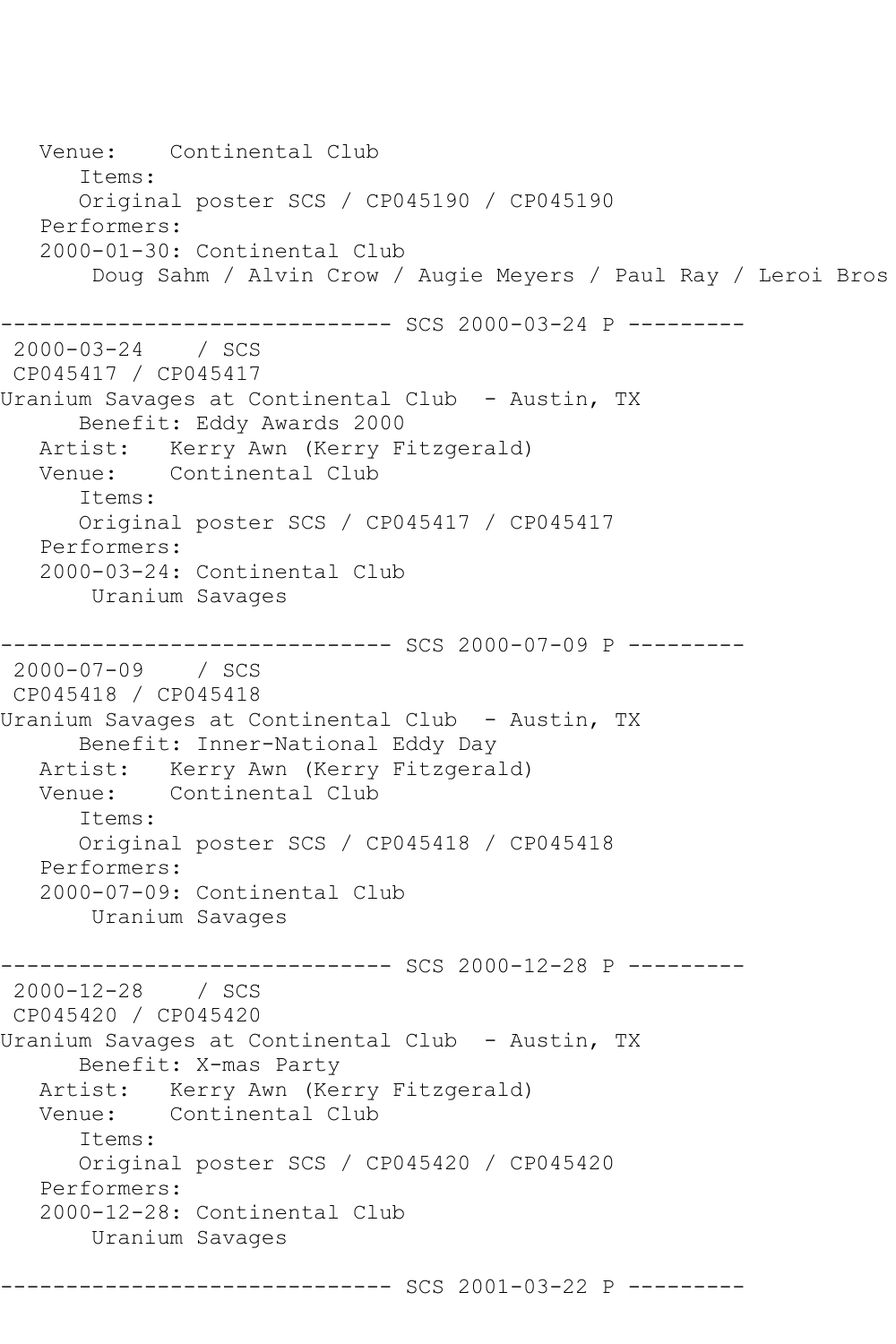```
   Venue:    Continental Club
      Items:
      Original poster SCS / CP045190 / CP045190
   Performers:
   2000-01-30: Continental Club
       Doug Sahm / Alvin Crow / Augie Meyers / Paul Ray / Leroi Bros

------------------------------ SCS 2000-03-24 P ---------
 2000-03-24    / SCS
 CP045417 / CP045417
Uranium Savages at Continental Club  - Austin, TX
      Benefit: Eddy Awards 2000
   Artist:   Kerry Awn (Kerry Fitzgerald)
   Venue:    Continental Club
      Items:
      Original poster SCS / CP045417 / CP045417
   Performers:
   2000-03-24: Continental Club
       Uranium Savages

------------------------------ SCS 2000-07-09 P ---------
 2000-07-09    / SCS
 CP045418 / CP045418
Uranium Savages at Continental Club  - Austin, TX
      Benefit: Inner-National Eddy Day
   Artist:   Kerry Awn (Kerry Fitzgerald)
   Venue:    Continental Club
      Items:
      Original poster SCS / CP045418 / CP045418
   Performers:
   2000-07-09: Continental Club
       Uranium Savages

------------------------------ SCS 2000-12-28 P ---------
 2000-12-28    / SCS
 CP045420 / CP045420
Uranium Savages at Continental Club  - Austin, TX
      Benefit: X-mas Party
   Artist:   Kerry Awn (Kerry Fitzgerald)
   Venue:    Continental Club
      Items:
      Original poster SCS / CP045420 / CP045420
   Performers:
   2000-12-28: Continental Club
       Uranium Savages

------------------------------ SCS 2001-03-22 P ---------
```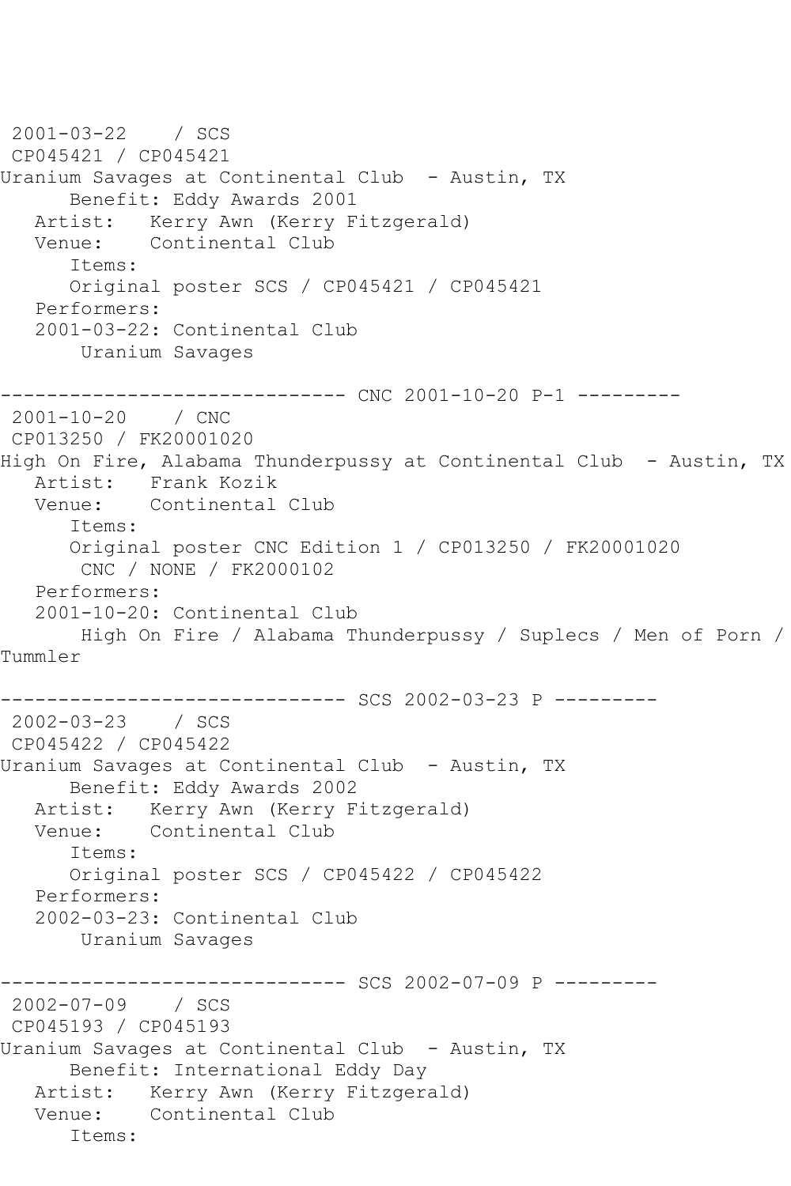```
 2001-03-22    / SCS
 CP045421 / CP045421
Uranium Savages at Continental Club  - Austin, TX
      Benefit: Eddy Awards 2001
   Artist:   Kerry Awn (Kerry Fitzgerald)
   Venue:    Continental Club
      Items:
      Original poster SCS / CP045421 / CP045421
   Performers:
   2001-03-22: Continental Club
       Uranium Savages

------------------------------ CNC 2001-10-20 P-1 ---------
 2001-10-20    / CNC
 CP013250 / FK20001020
High On Fire, Alabama Thunderpussy at Continental Club  - Austin, TX
   Artist:   Frank Kozik
   Venue:    Continental Club
      Items:
      Original poster CNC Edition 1 / CP013250 / FK20001020
       CNC / NONE / FK2000102
   Performers:
   2001-10-20: Continental Club
       High On Fire / Alabama Thunderpussy / Suplecs / Men of Porn /
Tummler

------------------------------ SCS 2002-03-23 P ---------
 2002-03-23    / SCS
 CP045422 / CP045422
Uranium Savages at Continental Club  - Austin, TX
      Benefit: Eddy Awards 2002
   Artist:   Kerry Awn (Kerry Fitzgerald)
   Venue:    Continental Club
      Items:
      Original poster SCS / CP045422 / CP045422
   Performers:
   2002-03-23: Continental Club
       Uranium Savages

------------------------------ SCS 2002-07-09 P ---------
 2002-07-09    / SCS
 CP045193 / CP045193
Uranium Savages at Continental Club  - Austin, TX
      Benefit: International Eddy Day
   Artist:   Kerry Awn (Kerry Fitzgerald)
   Venue:    Continental Club
      Items:
```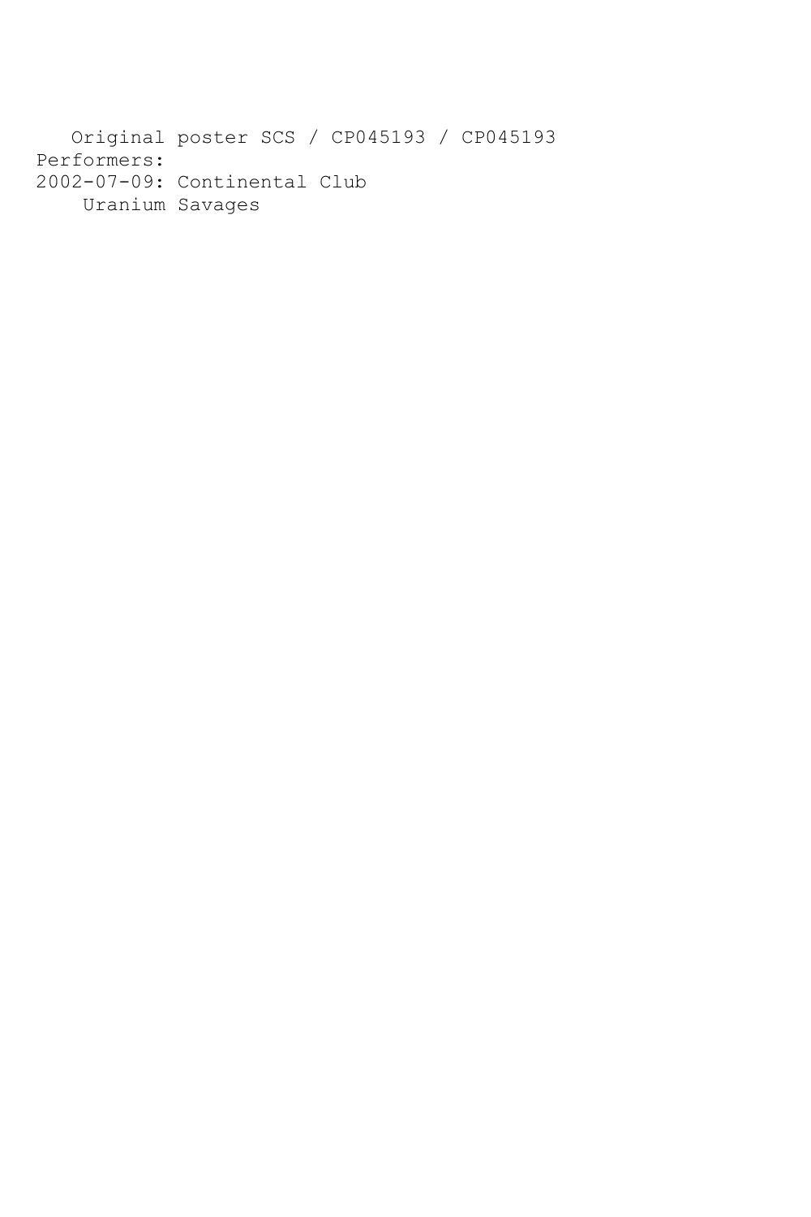Original poster SCS / CP045193 / CP045193

Performers:

2002-07-09: Continental Club

Uranium Savages